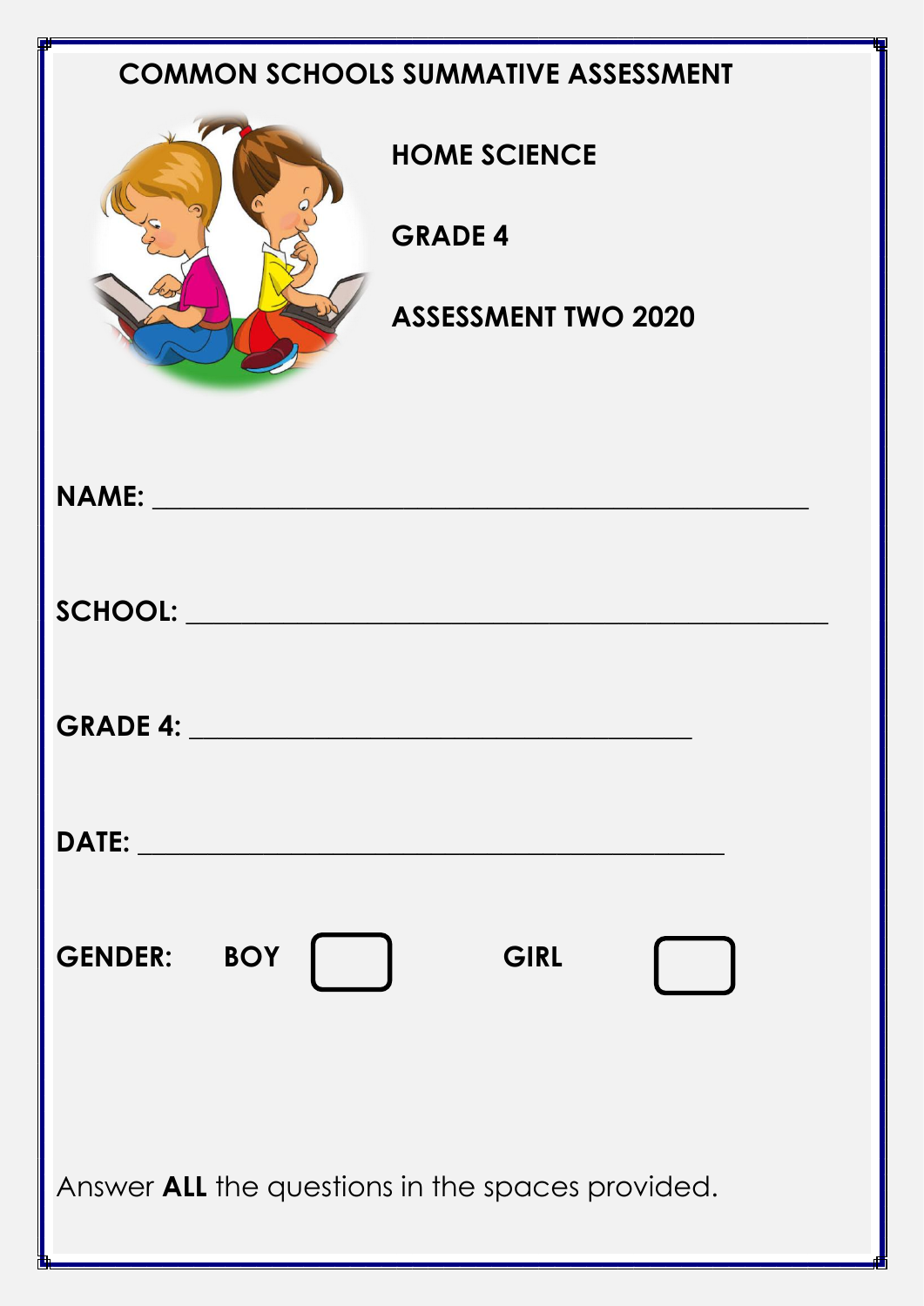# COMMON SCHOOLS SUMMATIVE ASSESSMENT

## HOME SCIENCE

## GRADE 4

## ASSESSMENT TWO 2020

**NAME:** ____________________________________________

**SCHOOL:** ____________________________________________

**GRADE 4:** __________________________________

**DATE:** ________________________________________

**GENDER:** **BOY** ☐ **GIRL** ☐

Answer **ALL** the questions in the spaces provided.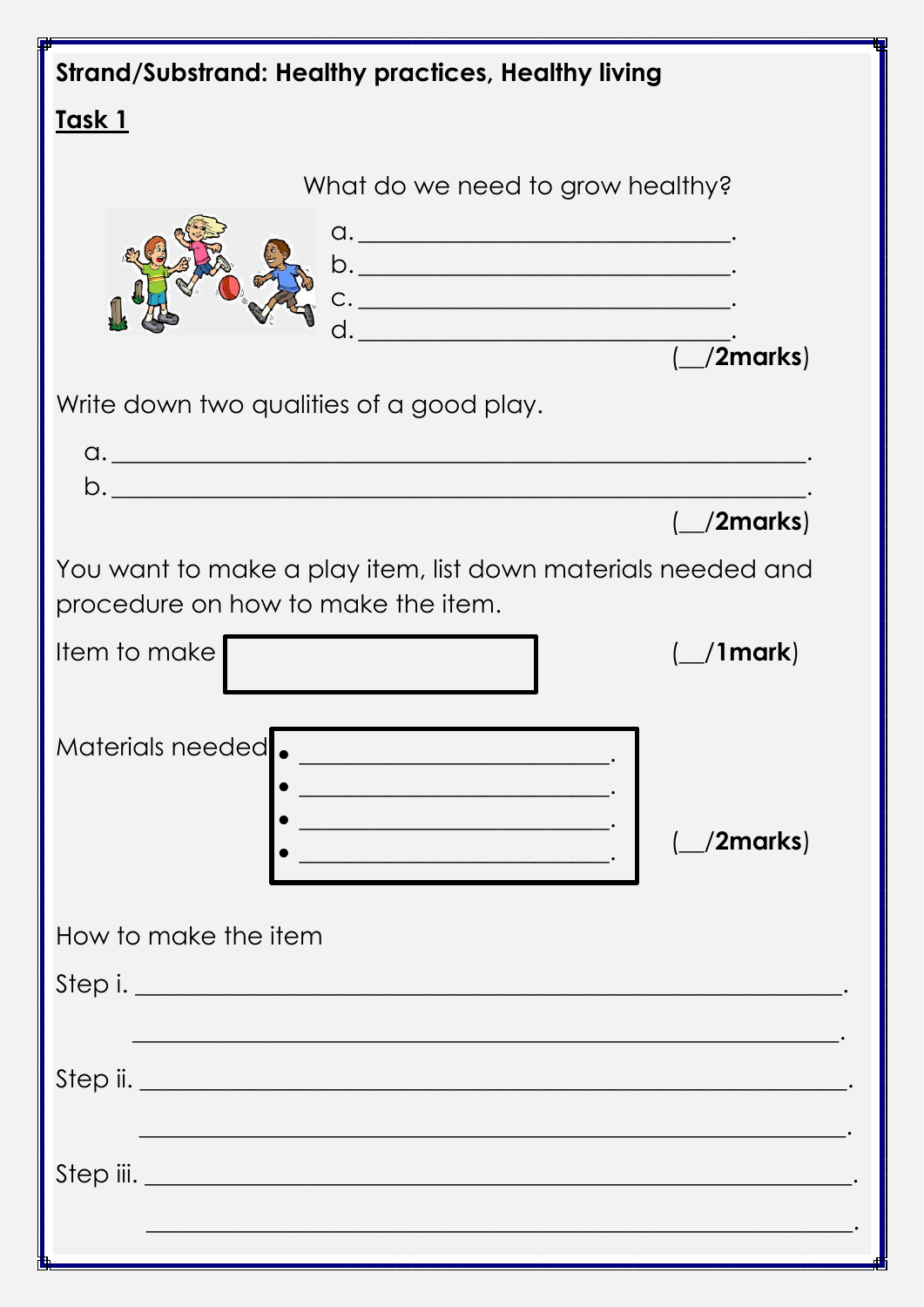**Strand/Substrand: Healthy practices, Healthy living**

**<u>Task 1</u>**

What do we need to grow healthy?

a. ______________________________.
b. ______________________________.
c. ______________________________.
d. ______________________________.

(__/**2marks**)

Write down two qualities of a good play.

a. ______________________________________________________.
b. ______________________________________________________.

(__/**2marks**)

You want to make a play item, list down materials needed and procedure on how to make the item.

Item to make ____________________ (__/**1mark**)

Materials needed

- _________________________.
- _________________________.
- _________________________.
- _________________________.

(__/**2marks**)

How to make the item

Step i. ______________________________________________________.
______________________________________________________.

Step ii. ______________________________________________________.
______________________________________________________.

Step iii. ______________________________________________________.
______________________________________________________.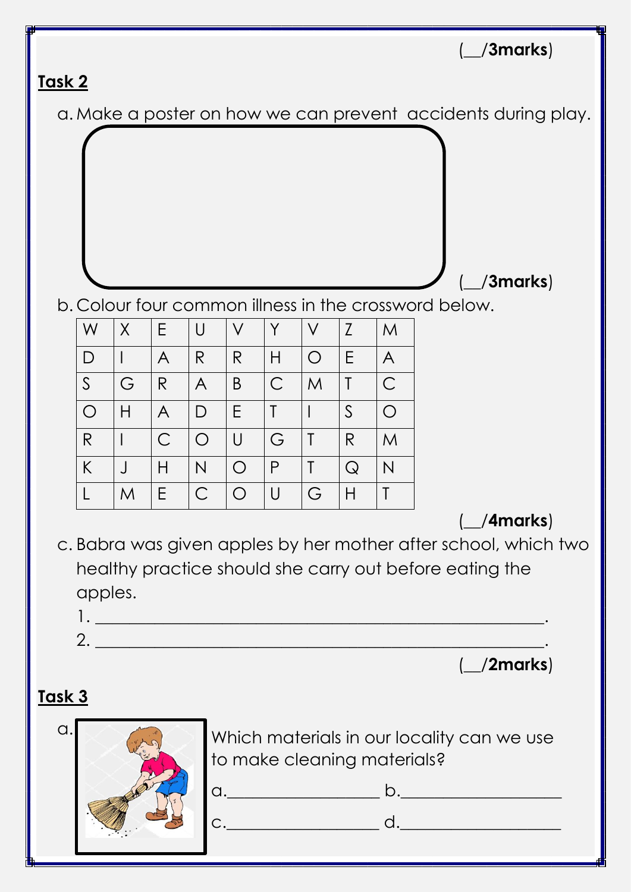(__/3marks)

## Task 2

a. Make a poster on how we can prevent accidents during play.

(__/3marks)

b. Colour four common illness in the crossword below.

| W | X | E | U | V | Y | V | Z | M |
|---|---|---|---|---|---|---|---|---|
| D | I | A | R | R | H | O | E | A |
| S | G | R | A | B | C | M | T | C |
| O | H | A | D | E | T | I | S | O |
| R | I | C | O | U | G | T | R | M |
| K | J | H | N | O | P | T | Q | N |
| L | M | E | C | O | U | G | H | T |

(__/4marks)

c. Babra was given apples by her mother after school, which two healthy practice should she carry out before eating the apples.

1. ______________________________________________.
2. ______________________________________________.

(__/2marks)

## Task 3

a. Which materials in our locality can we use to make cleaning materials?

a.________________ b.________________

c.________________ d.________________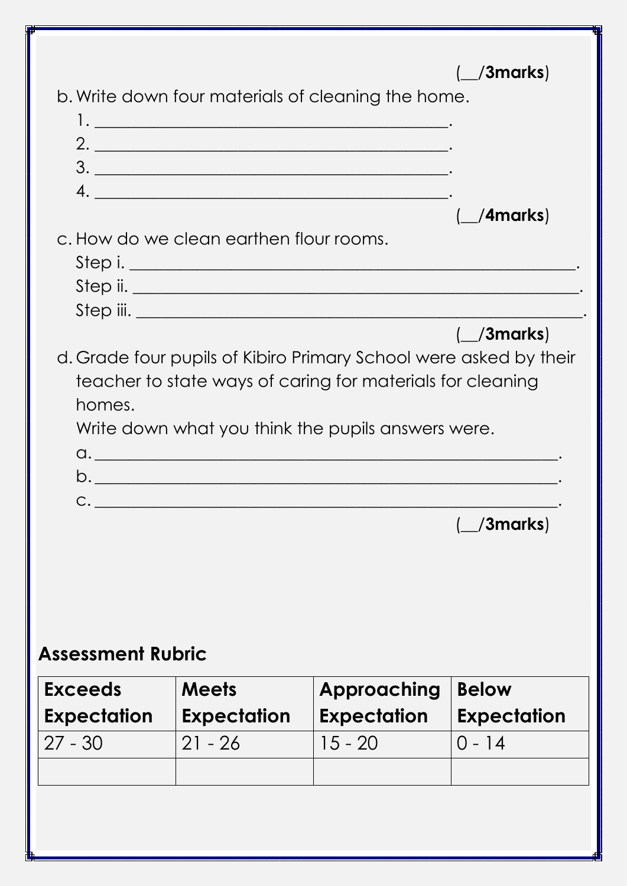(__/3marks)

b. Write down four materials of cleaning the home.

1. ________________________________________.
2. ________________________________________.
3. ________________________________________.
4. ________________________________________.

(__/4marks)

c. How do we clean earthen flour rooms.

Step i. ________________________________________________.
Step ii. ________________________________________________.
Step iii. ________________________________________________.

(__/3marks)

d. Grade four pupils of Kibiro Primary School were asked by their teacher to state ways of caring for materials for cleaning homes.

Write down what you think the pupils answers were.

a. ________________________________________________.
b. ________________________________________________.
c. ________________________________________________.

(__/3marks)

## Assessment Rubric

| Exceeds Expectation | Meets Expectation | Approaching Expectation | Below Expectation |
|---|---|---|---|
| 27 - 30 | 21 - 26 | 15 - 20 | 0 - 14 |
| | | | |